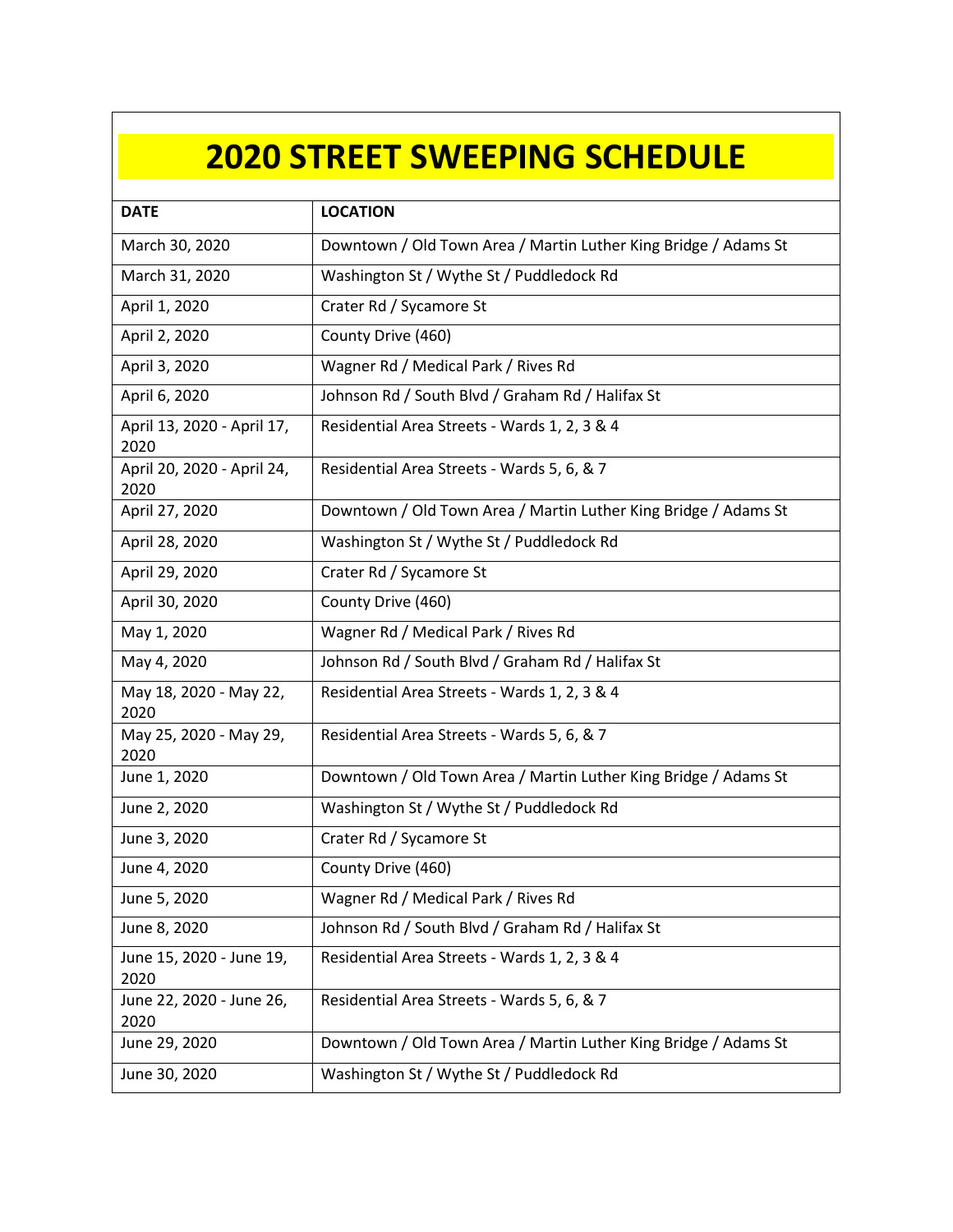# 2020 STREET SWEEPING SCHEDULE

| DATE | LOCATION |
|---|---|
| March 30, 2020 | Downtown / Old Town Area / Martin Luther King Bridge / Adams St |
| March 31, 2020 | Washington St / Wythe St / Puddledock Rd |
| April 1, 2020 | Crater Rd / Sycamore St |
| April 2, 2020 | County Drive (460) |
| April 3, 2020 | Wagner Rd / Medical Park / Rives Rd |
| April 6, 2020 | Johnson Rd / South Blvd / Graham Rd / Halifax St |
| April 13, 2020 - April 17, 2020 | Residential Area Streets - Wards 1, 2, 3 & 4 |
| April 20, 2020 - April 24, 2020 | Residential Area Streets - Wards 5, 6, & 7 |
| April 27, 2020 | Downtown / Old Town Area / Martin Luther King Bridge / Adams St |
| April 28, 2020 | Washington St / Wythe St / Puddledock Rd |
| April 29, 2020 | Crater Rd / Sycamore St |
| April 30, 2020 | County Drive (460) |
| May 1, 2020 | Wagner Rd / Medical Park / Rives Rd |
| May 4, 2020 | Johnson Rd / South Blvd / Graham Rd / Halifax St |
| May 18, 2020 - May 22, 2020 | Residential Area Streets - Wards 1, 2, 3 & 4 |
| May 25, 2020 - May 29, 2020 | Residential Area Streets - Wards 5, 6, & 7 |
| June 1, 2020 | Downtown / Old Town Area / Martin Luther King Bridge / Adams St |
| June 2, 2020 | Washington St / Wythe St / Puddledock Rd |
| June 3, 2020 | Crater Rd / Sycamore St |
| June 4, 2020 | County Drive (460) |
| June 5, 2020 | Wagner Rd / Medical Park / Rives Rd |
| June 8, 2020 | Johnson Rd / South Blvd / Graham Rd / Halifax St |
| June 15, 2020 - June 19, 2020 | Residential Area Streets - Wards 1, 2, 3 & 4 |
| June 22, 2020 - June 26, 2020 | Residential Area Streets - Wards 5, 6, & 7 |
| June 29, 2020 | Downtown / Old Town Area / Martin Luther King Bridge / Adams St |
| June 30, 2020 | Washington St / Wythe St / Puddledock Rd |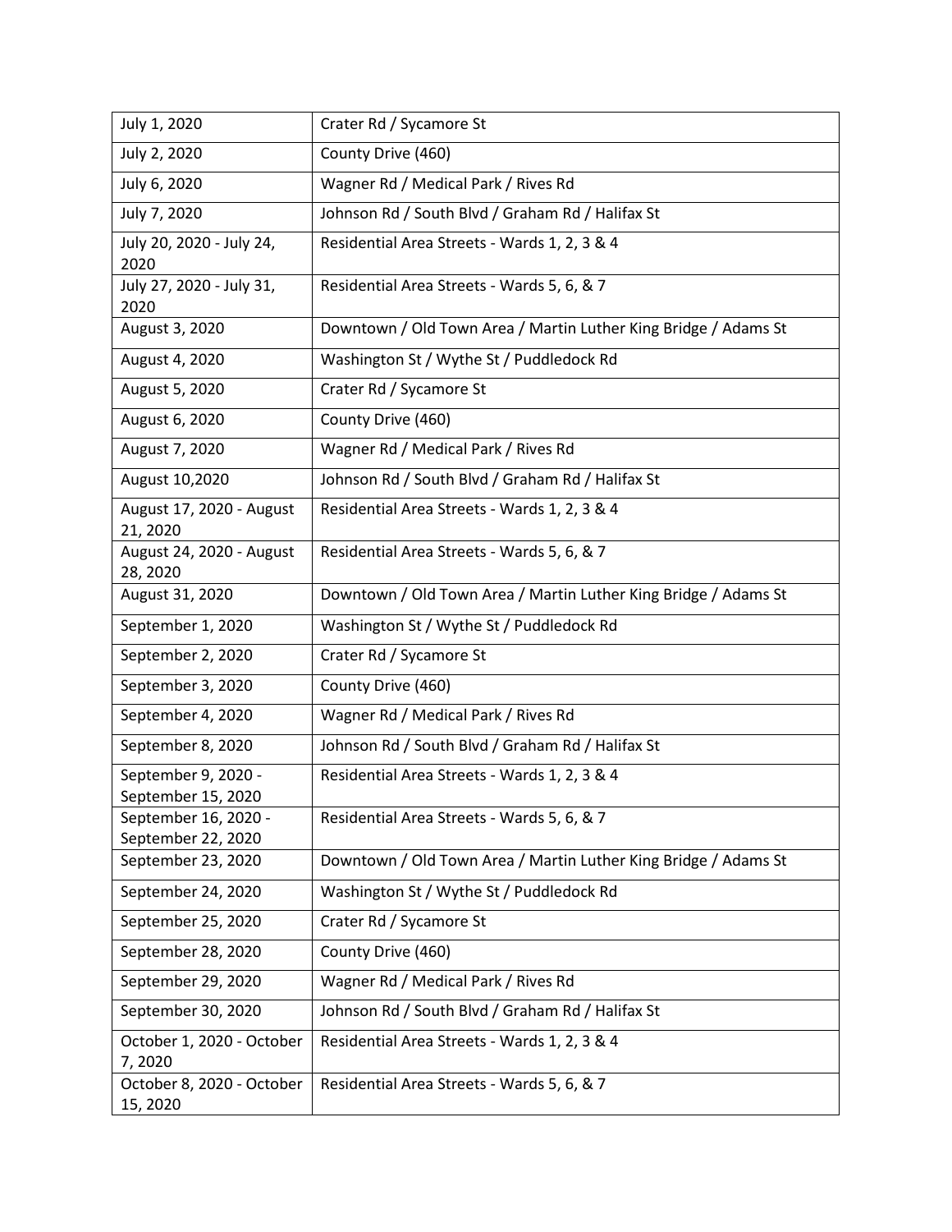| July 1, 2020 | Crater Rd / Sycamore St |
|---|---|
| July 2, 2020 | County Drive (460) |
| July 6, 2020 | Wagner Rd / Medical Park / Rives Rd |
| July 7, 2020 | Johnson Rd / South Blvd / Graham Rd / Halifax St |
| July 20, 2020 - July 24, 2020 | Residential Area Streets - Wards 1, 2, 3 & 4 |
| July 27, 2020 - July 31, 2020 | Residential Area Streets - Wards 5, 6, & 7 |
| August 3, 2020 | Downtown / Old Town Area / Martin Luther King Bridge / Adams St |
| August 4, 2020 | Washington St / Wythe St / Puddledock Rd |
| August 5, 2020 | Crater Rd / Sycamore St |
| August 6, 2020 | County Drive (460) |
| August 7, 2020 | Wagner Rd / Medical Park / Rives Rd |
| August 10,2020 | Johnson Rd / South Blvd / Graham Rd / Halifax St |
| August 17, 2020 - August 21, 2020 | Residential Area Streets - Wards 1, 2, 3 & 4 |
| August 24, 2020 - August 28, 2020 | Residential Area Streets - Wards 5, 6, & 7 |
| August 31, 2020 | Downtown / Old Town Area / Martin Luther King Bridge / Adams St |
| September 1, 2020 | Washington St / Wythe St / Puddledock Rd |
| September 2, 2020 | Crater Rd / Sycamore St |
| September 3, 2020 | County Drive (460) |
| September 4, 2020 | Wagner Rd / Medical Park / Rives Rd |
| September 8, 2020 | Johnson Rd / South Blvd / Graham Rd / Halifax St |
| September 9, 2020 - September 15, 2020 | Residential Area Streets - Wards 1, 2, 3 & 4 |
| September 16, 2020 - September 22, 2020 | Residential Area Streets - Wards 5, 6, & 7 |
| September 23, 2020 | Downtown / Old Town Area / Martin Luther King Bridge / Adams St |
| September 24, 2020 | Washington St / Wythe St / Puddledock Rd |
| September 25, 2020 | Crater Rd / Sycamore St |
| September 28, 2020 | County Drive (460) |
| September 29, 2020 | Wagner Rd / Medical Park / Rives Rd |
| September 30, 2020 | Johnson Rd / South Blvd / Graham Rd / Halifax St |
| October 1, 2020 - October 7, 2020 | Residential Area Streets - Wards 1, 2, 3 & 4 |
| October 8, 2020 - October 15, 2020 | Residential Area Streets - Wards 5, 6, & 7 |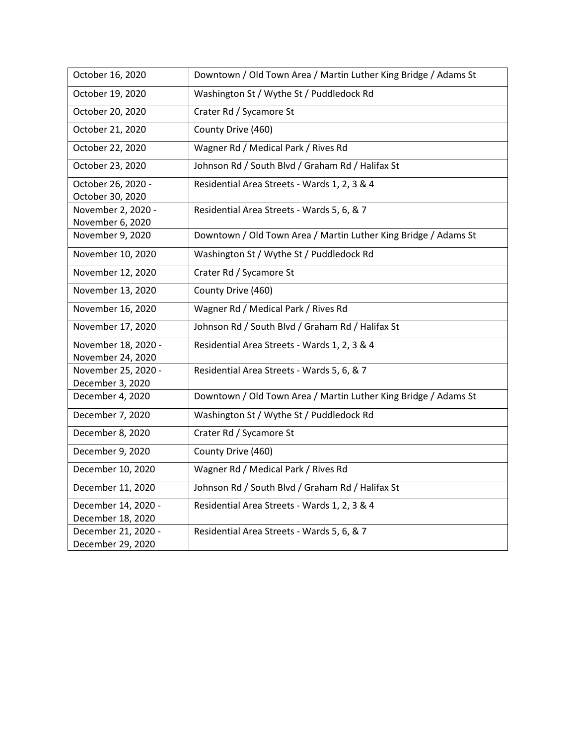| | |
|---|---|
| October 16, 2020 | Downtown / Old Town Area / Martin Luther King Bridge / Adams St |
| October 19, 2020 | Washington St / Wythe St / Puddledock Rd |
| October 20, 2020 | Crater Rd / Sycamore St |
| October 21, 2020 | County Drive (460) |
| October 22, 2020 | Wagner Rd / Medical Park / Rives Rd |
| October 23, 2020 | Johnson Rd / South Blvd / Graham Rd / Halifax St |
| October 26, 2020 - October 30, 2020 | Residential Area Streets - Wards 1, 2, 3 & 4 |
| November 2, 2020 - November 6, 2020 | Residential Area Streets - Wards 5, 6, & 7 |
| November 9, 2020 | Downtown / Old Town Area / Martin Luther King Bridge / Adams St |
| November 10, 2020 | Washington St / Wythe St / Puddledock Rd |
| November 12, 2020 | Crater Rd / Sycamore St |
| November 13, 2020 | County Drive (460) |
| November 16, 2020 | Wagner Rd / Medical Park / Rives Rd |
| November 17, 2020 | Johnson Rd / South Blvd / Graham Rd / Halifax St |
| November 18, 2020 - November 24, 2020 | Residential Area Streets - Wards 1, 2, 3 & 4 |
| November 25, 2020 - December 3, 2020 | Residential Area Streets - Wards 5, 6, & 7 |
| December 4, 2020 | Downtown / Old Town Area / Martin Luther King Bridge / Adams St |
| December 7, 2020 | Washington St / Wythe St / Puddledock Rd |
| December 8, 2020 | Crater Rd / Sycamore St |
| December 9, 2020 | County Drive (460) |
| December 10, 2020 | Wagner Rd / Medical Park / Rives Rd |
| December 11, 2020 | Johnson Rd / South Blvd / Graham Rd / Halifax St |
| December 14, 2020 - December 18, 2020 | Residential Area Streets - Wards 1, 2, 3 & 4 |
| December 21, 2020 - December 29, 2020 | Residential Area Streets - Wards 5, 6, & 7 |